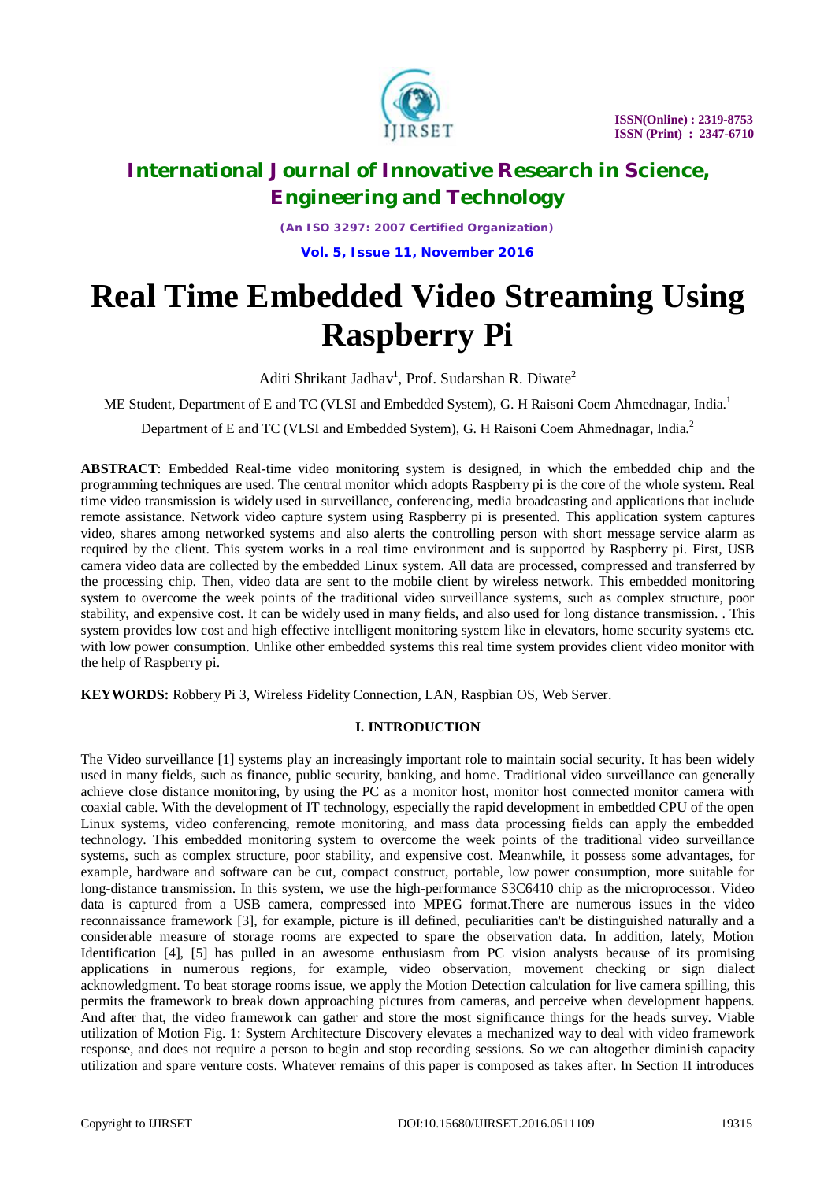# International Journal of Innovative Research in Science, Engineering and Technology

*(An ISO 3297: 2007 Certified Organization)*

**Vol. 5, Issue 11, November 2016**

# Real Time Embedded Video Streaming Using Raspberry Pi

Aditi Shrikant Jadhav[1], Prof. Sudarshan R. Diwate[2]

ME Student, Department of E and TC (VLSI and Embedded System), G. H Raisoni Coem Ahmednagar, India.[1]

Department of E and TC (VLSI and Embedded System), G. H Raisoni Coem Ahmednagar, India.[2]

**ABSTRACT**: Embedded Real-time video monitoring system is designed, in which the embedded chip and the programming techniques are used. The central monitor which adopts Raspberry pi is the core of the whole system. Real time video transmission is widely used in surveillance, conferencing, media broadcasting and applications that include remote assistance. Network video capture system using Raspberry pi is presented. This application system captures video, shares among networked systems and also alerts the controlling person with short message service alarm as required by the client. This system works in a real time environment and is supported by Raspberry pi. First, USB camera video data are collected by the embedded Linux system. All data are processed, compressed and transferred by the processing chip. Then, video data are sent to the mobile client by wireless network. This embedded monitoring system to overcome the week points of the traditional video surveillance systems, such as complex structure, poor stability, and expensive cost. It can be widely used in many fields, and also used for long distance transmission. . This system provides low cost and high effective intelligent monitoring system like in elevators, home security systems etc. with low power consumption. Unlike other embedded systems this real time system provides client video monitor with the help of Raspberry pi.

**KEYWORDS:** Robbery Pi 3, Wireless Fidelity Connection, LAN, Raspbian OS, Web Server.

## I. INTRODUCTION

The Video surveillance [1] systems play an increasingly important role to maintain social security. It has been widely used in many fields, such as finance, public security, banking, and home. Traditional video surveillance can generally achieve close distance monitoring, by using the PC as a monitor host, monitor host connected monitor camera with coaxial cable. With the development of IT technology, especially the rapid development in embedded CPU of the open Linux systems, video conferencing, remote monitoring, and mass data processing fields can apply the embedded technology. This embedded monitoring system to overcome the week points of the traditional video surveillance systems, such as complex structure, poor stability, and expensive cost. Meanwhile, it possess some advantages, for example, hardware and software can be cut, compact construct, portable, low power consumption, more suitable for long-distance transmission. In this system, we use the high-performance S3C6410 chip as the microprocessor. Video data is captured from a USB camera, compressed into MPEG format.There are numerous issues in the video reconnaissance framework [3], for example, picture is ill defined, peculiarities can't be distinguished naturally and a considerable measure of storage rooms are expected to spare the observation data. In addition, lately, Motion Identification [4], [5] has pulled in an awesome enthusiasm from PC vision analysts because of its promising applications in numerous regions, for example, video observation, movement checking or sign dialect acknowledgment. To beat storage rooms issue, we apply the Motion Detection calculation for live camera spilling, this permits the framework to break down approaching pictures from cameras, and perceive when development happens. And after that, the video framework can gather and store the most significance things for the heads survey. Viable utilization of Motion Fig. 1: System Architecture Discovery elevates a mechanized way to deal with video framework response, and does not require a person to begin and stop recording sessions. So we can altogether diminish capacity utilization and spare venture costs. Whatever remains of this paper is composed as takes after. In Section II introduces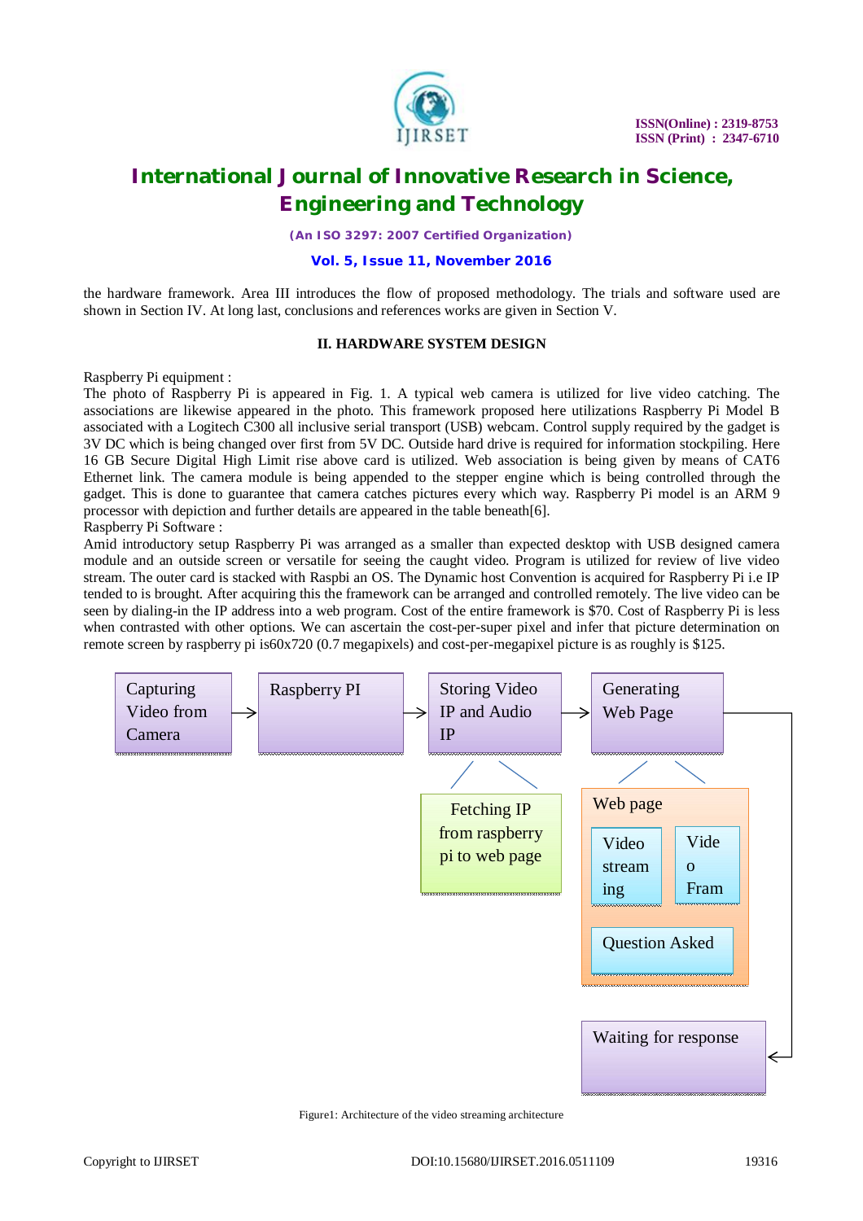the hardware framework. Area III introduces the flow of proposed methodology. The trials and software used are shown in Section IV. At long last, conclusions and references works are given in Section V.

## II. HARDWARE SYSTEM DESIGN

Raspberry Pi equipment :

The photo of Raspberry Pi is appeared in Fig. 1. A typical web camera is utilized for live video catching. The associations are likewise appeared in the photo. This framework proposed here utilizations Raspberry Pi Model B associated with a Logitech C300 all inclusive serial transport (USB) webcam. Control supply required by the gadget is 3V DC which is being changed over first from 5V DC. Outside hard drive is required for information stockpiling. Here 16 GB Secure Digital High Limit rise above card is utilized. Web association is being given by means of CAT6 Ethernet link. The camera module is being appended to the stepper engine which is being controlled through the gadget. This is done to guarantee that camera catches pictures every which way. Raspberry Pi model is an ARM 9 processor with depiction and further details are appeared in the table beneath[6].

Raspberry Pi Software :

Amid introductory setup Raspberry Pi was arranged as a smaller than expected desktop with USB designed camera module and an outside screen or versatile for seeing the caught video. Program is utilized for review of live video stream. The outer card is stacked with Raspbi an OS. The Dynamic host Convention is acquired for Raspberry Pi i.e IP tended to is brought. After acquiring this the framework can be arranged and controlled remotely. The live video can be seen by dialing-in the IP address into a web program. Cost of the entire framework is $70. Cost of Raspberry Pi is less when contrasted with other options. We can ascertain the cost-per-super pixel and infer that picture determination on remote screen by raspberry pi is60x720 (0.7 megapixels) and cost-per-megapixel picture is as roughly is $125.

Capturing Video from Camera
Raspberry PI
Storing Video IP and Audio IP
Generating Web Page
Fetching IP from raspberry pi to web page
Web page
Video streaming
Video Fram
Question Asked
Waiting for response

Figure1: Architecture of the video streaming architecture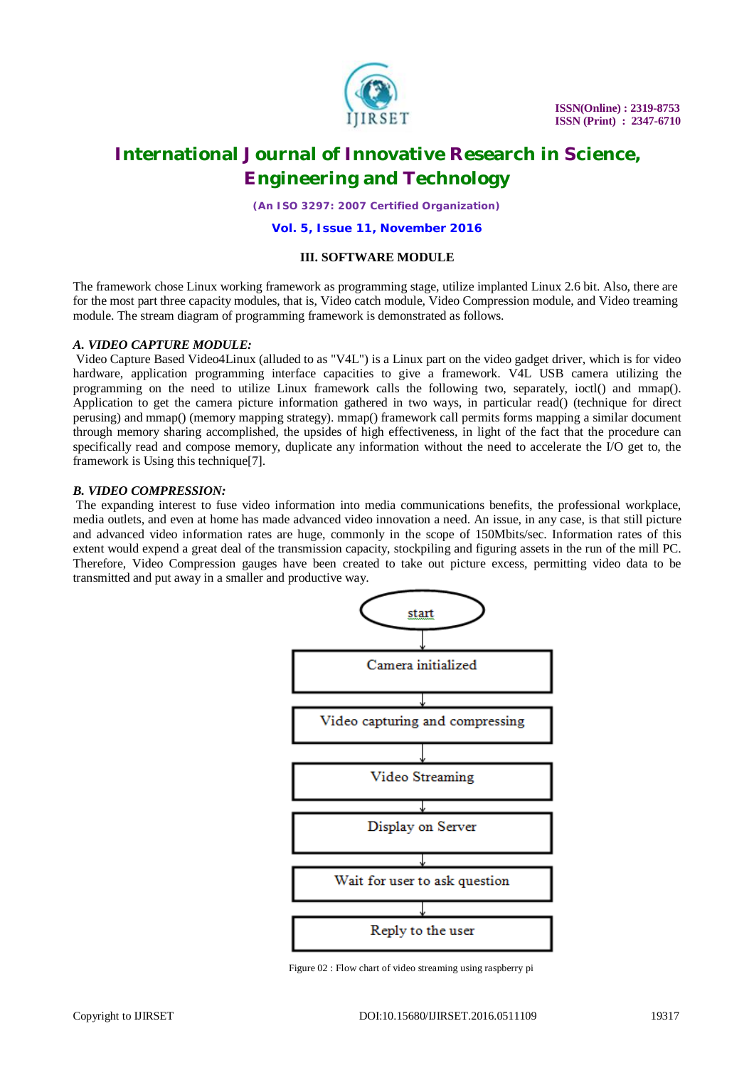### III. SOFTWARE MODULE

The framework chose Linux working framework as programming stage, utilize implanted Linux 2.6 bit. Also, there are for the most part three capacity modules, that is, Video catch module, Video Compression module, and Video treaming module. The stream diagram of programming framework is demonstrated as follows.

#### *A. VIDEO CAPTURE MODULE:*

Video Capture Based Video4Linux (alluded to as "V4L") is a Linux part on the video gadget driver, which is for video hardware, application programming interface capacities to give a framework. V4L USB camera utilizing the programming on the need to utilize Linux framework calls the following two, separately, ioctl() and mmap(). Application to get the camera picture information gathered in two ways, in particular read() (technique for direct perusing) and mmap() (memory mapping strategy). mmap() framework call permits forms mapping a similar document through memory sharing accomplished, the upsides of high effectiveness, in light of the fact that the procedure can specifically read and compose memory, duplicate any information without the need to accelerate the I/O get to, the framework is Using this technique[7].

#### *B. VIDEO COMPRESSION:*

The expanding interest to fuse video information into media communications benefits, the professional workplace, media outlets, and even at home has made advanced video innovation a need. An issue, in any case, is that still picture and advanced video information rates are huge, commonly in the scope of 150Mbits/sec. Information rates of this extent would expend a great deal of the transmission capacity, stockpiling and figuring assets in the run of the mill PC. Therefore, Video Compression gauges have been created to take out picture excess, permitting video data to be transmitted and put away in a smaller and productive way.

start → Camera initialized → Video capturing and compressing → Video Streaming → Display on Server → Wait for user to ask question → Reply to the user

Figure 02 : Flow chart of video streaming using raspberry pi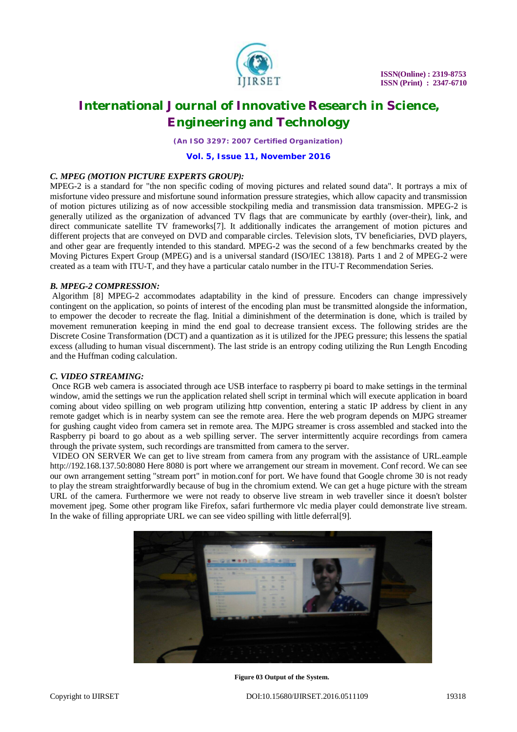### *C. MPEG (MOTION PICTURE EXPERTS GROUP):*

MPEG-2 is a standard for "the non specific coding of moving pictures and related sound data". It portrays a mix of misfortune video pressure and misfortune sound information pressure strategies, which allow capacity and transmission of motion pictures utilizing as of now accessible stockpiling media and transmission data transmission. MPEG-2 is generally utilized as the organization of advanced TV flags that are communicate by earthly (over-their), link, and direct communicate satellite TV frameworks[7]. It additionally indicates the arrangement of motion pictures and different projects that are conveyed on DVD and comparable circles. Television slots, TV beneficiaries, DVD players, and other gear are frequently intended to this standard. MPEG-2 was the second of a few benchmarks created by the Moving Pictures Expert Group (MPEG) and is a universal standard (ISO/IEC 13818). Parts 1 and 2 of MPEG-2 were created as a team with ITU-T, and they have a particular catalo number in the ITU-T Recommendation Series.

### *B. MPEG-2 COMPRESSION:*

Algorithm [8] MPEG-2 accommodates adaptability in the kind of pressure. Encoders can change impressively contingent on the application, so points of interest of the encoding plan must be transmitted alongside the information, to empower the decoder to recreate the flag. Initial a diminishment of the determination is done, which is trailed by movement remuneration keeping in mind the end goal to decrease transient excess. The following strides are the Discrete Cosine Transformation (DCT) and a quantization as it is utilized for the JPEG pressure; this lessens the spatial excess (alluding to human visual discernment). The last stride is an entropy coding utilizing the Run Length Encoding and the Huffman coding calculation.

### *C. VIDEO STREAMING:*

Once RGB web camera is associated through ace USB interface to raspberry pi board to make settings in the terminal window, amid the settings we run the application related shell script in terminal which will execute application in board coming about video spilling on web program utilizing http convention, entering a static IP address by client in any remote gadget which is in nearby system can see the remote area. Here the web program depends on MJPG streamer for gushing caught video from camera set in remote area. The MJPG streamer is cross assembled and stacked into the Raspberry pi board to go about as a web spilling server. The server intermittently acquire recordings from camera through the private system, such recordings are transmitted from camera to the server.

VIDEO ON SERVER We can get to live stream from camera from any program with the assistance of URL.eample http://192.168.137.50:8080 Here 8080 is port where we arrangement our stream in movement. Conf record. We can see our own arrangement setting "stream port" in motion.conf for port. We have found that Google chrome 30 is not ready to play the stream straightforwardly because of bug in the chromium extend. We can get a huge picture with the stream URL of the camera. Furthermore we were not ready to observe live stream in web traveller since it doesn't bolster movement jpeg. Some other program like Firefox, safari furthermore vlc media player could demonstrate live stream. In the wake of filling appropriate URL we can see video spilling with little deferral[9].

**Figure 03 Output of the System.**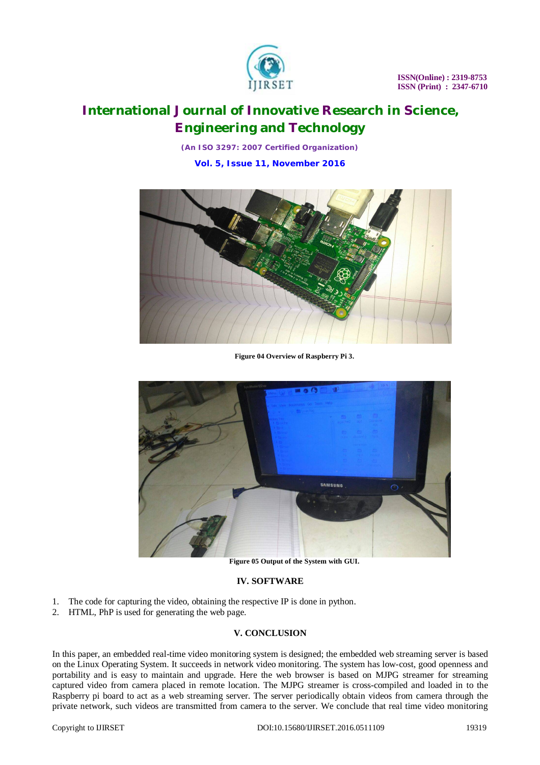Figure 04 Overview of Raspberry Pi 3.

Figure 05 Output of the System with GUI.

## IV. SOFTWARE

1. The code for capturing the video, obtaining the respective IP is done in python.
2. HTML, PhP is used for generating the web page.

## V. CONCLUSION

In this paper, an embedded real-time video monitoring system is designed; the embedded web streaming server is based on the Linux Operating System. It succeeds in network video monitoring. The system has low-cost, good openness and portability and is easy to maintain and upgrade. Here the web browser is based on MJPG streamer for streaming captured video from camera placed in remote location. The MJPG streamer is cross-compiled and loaded in to the Raspberry pi board to act as a web streaming server. The server periodically obtain videos from camera through the private network, such videos are transmitted from camera to the server. We conclude that real time video monitoring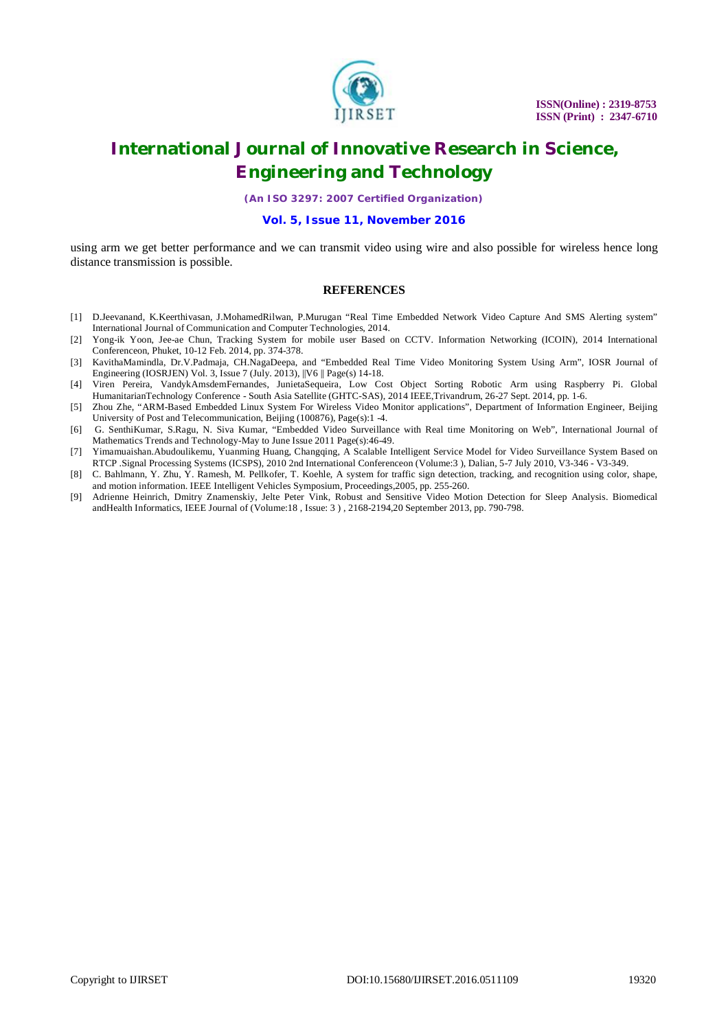using arm we get better performance and we can transmit video using wire and also possible for wireless hence long distance transmission is possible.

## REFERENCES

[1] D.Jeevanand, K.Keerthivasan, J.MohamedRilwan, P.Murugan "Real Time Embedded Network Video Capture And SMS Alerting system" International Journal of Communication and Computer Technologies, 2014.

[2] Yong-ik Yoon, Jee-ae Chun, Tracking System for mobile user Based on CCTV. Information Networking (ICOIN), 2014 International Conferenceon, Phuket, 10-12 Feb. 2014, pp. 374-378.

[3] KavithaMamindla, Dr.V.Padmaja, CH.NagaDeepa, and "Embedded Real Time Video Monitoring System Using Arm", IOSR Journal of Engineering (IOSRJEN) Vol. 3, Issue 7 (July. 2013), ||V6 || Page(s) 14-18.

[4] Viren Pereira, VandykAmsdemFernandes, JunietaSequeira, Low Cost Object Sorting Robotic Arm using Raspberry Pi. Global HumanitarianTechnology Conference - South Asia Satellite (GHTC-SAS), 2014 IEEE,Trivandrum, 26-27 Sept. 2014, pp. 1-6.

[5] Zhou Zhe, "ARM-Based Embedded Linux System For Wireless Video Monitor applications", Department of Information Engineer, Beijing University of Post and Telecommunication, Beijing (100876), Page(s):1 -4.

[6] G. SenthiKumar, S.Ragu, N. Siva Kumar, "Embedded Video Surveillance with Real time Monitoring on Web", International Journal of Mathematics Trends and Technology-May to June Issue 2011 Page(s):46-49.

[7] Yimamuaishan.Abudoulikemu, Yuanming Huang, Changqing, A Scalable Intelligent Service Model for Video Surveillance System Based on RTCP .Signal Processing Systems (ICSPS), 2010 2nd International Conferenceon (Volume:3 ), Dalian, 5-7 July 2010, V3-346 - V3-349.

[8] C. Bahlmann, Y. Zhu, Y. Ramesh, M. Pellkofer, T. Koehle, A system for traffic sign detection, tracking, and recognition using color, shape, and motion information. IEEE Intelligent Vehicles Symposium, Proceedings,2005, pp. 255-260.

[9] Adrienne Heinrich, Dmitry Znamenskiy, Jelte Peter Vink, Robust and Sensitive Video Motion Detection for Sleep Analysis. Biomedical andHealth Informatics, IEEE Journal of (Volume:18 , Issue: 3 ) , 2168-2194,20 September 2013, pp. 790-798.